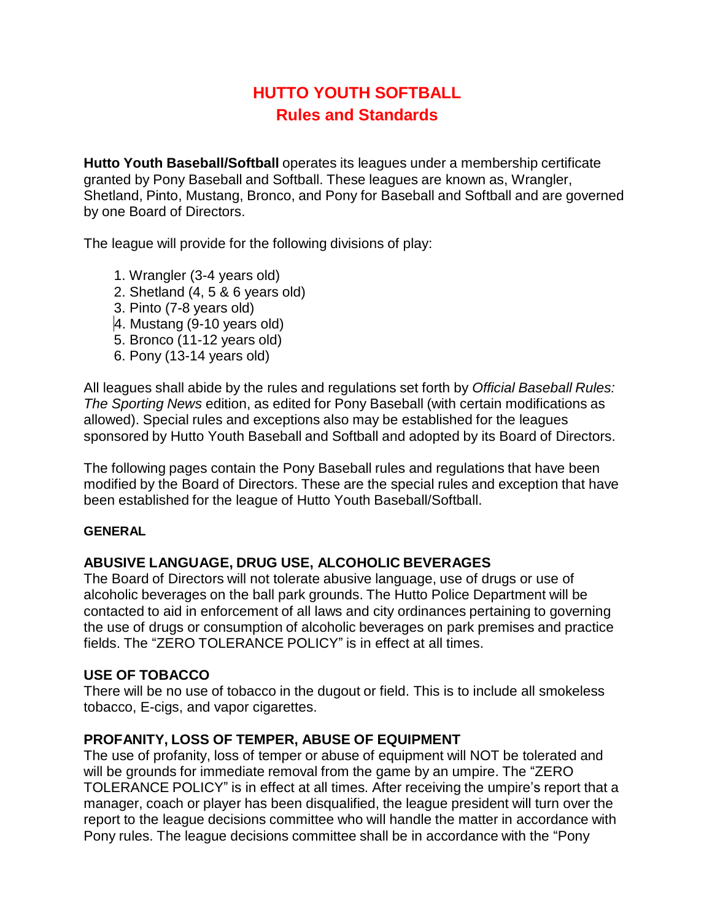# HUTTO YOUTH SOFTBALL
## Rules and Standards

**Hutto Youth Baseball/Softball** operates its leagues under a membership certificate granted by Pony Baseball and Softball. These leagues are known as, Wrangler, Shetland, Pinto, Mustang, Bronco, and Pony for Baseball and Softball and are governed by one Board of Directors.

The league will provide for the following divisions of play:

1. Wrangler (3-4 years old)
2. Shetland (4, 5 & 6 years old)
3. Pinto (7-8 years old)
4. Mustang (9-10 years old)
5. Bronco (11-12 years old)
6. Pony (13-14 years old)

All leagues shall abide by the rules and regulations set forth by *Official Baseball Rules: The Sporting News* edition, as edited for Pony Baseball (with certain modifications as allowed). Special rules and exceptions also may be established for the leagues sponsored by Hutto Youth Baseball and Softball and adopted by its Board of Directors.

The following pages contain the Pony Baseball rules and regulations that have been modified by the Board of Directors. These are the special rules and exception that have been established for the league of Hutto Youth Baseball/Softball.

#### GENERAL

### ABUSIVE LANGUAGE, DRUG USE, ALCOHOLIC BEVERAGES

The Board of Directors will not tolerate abusive language, use of drugs or use of alcoholic beverages on the ball park grounds. The Hutto Police Department will be contacted to aid in enforcement of all laws and city ordinances pertaining to governing the use of drugs or consumption of alcoholic beverages on park premises and practice fields. The "ZERO TOLERANCE POLICY" is in effect at all times.

### USE OF TOBACCO

There will be no use of tobacco in the dugout or field. This is to include all smokeless tobacco, E-cigs, and vapor cigarettes.

### PROFANITY, LOSS OF TEMPER, ABUSE OF EQUIPMENT

The use of profanity, loss of temper or abuse of equipment will NOT be tolerated and will be grounds for immediate removal from the game by an umpire. The "ZERO TOLERANCE POLICY" is in effect at all times. After receiving the umpire's report that a manager, coach or player has been disqualified, the league president will turn over the report to the league decisions committee who will handle the matter in accordance with Pony rules. The league decisions committee shall be in accordance with the "Pony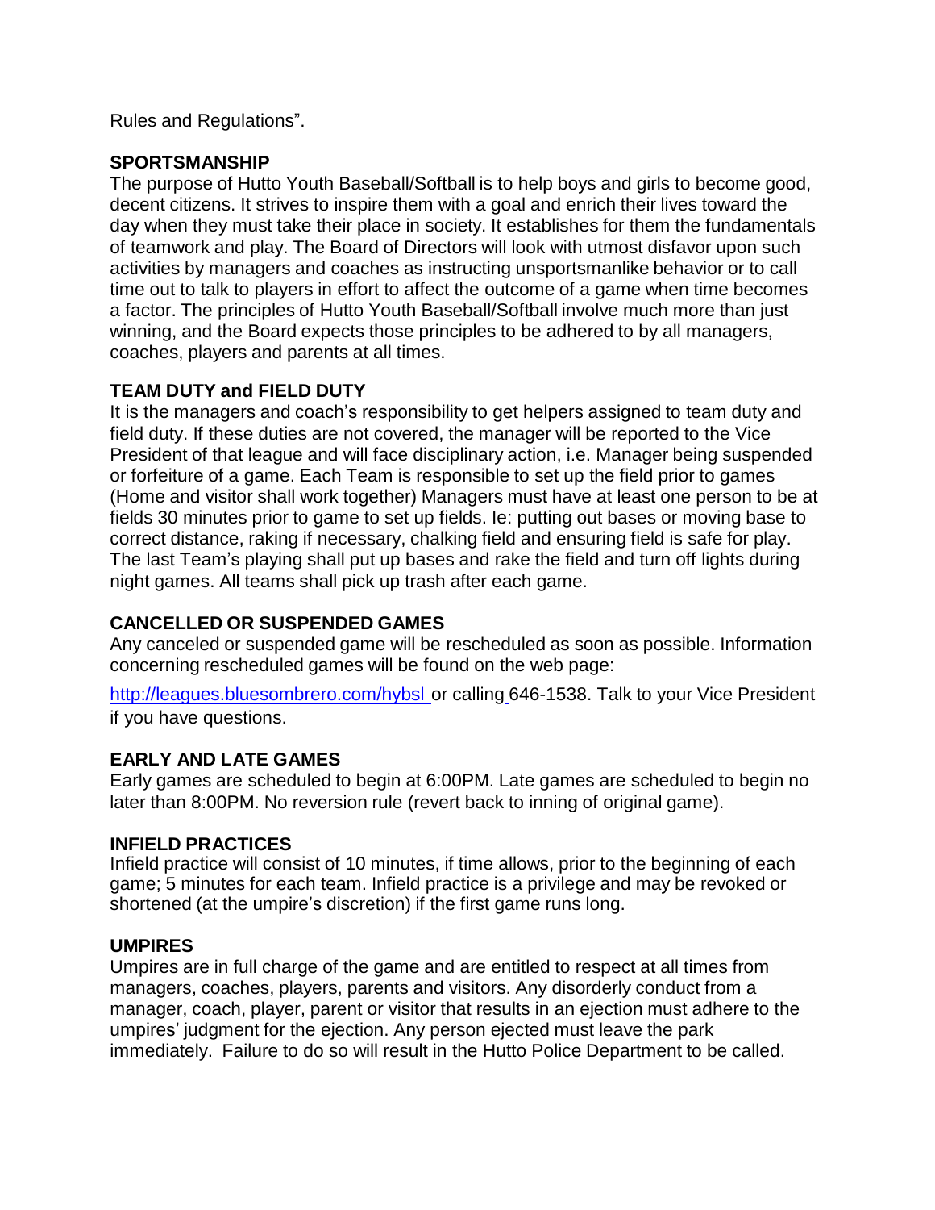Rules and Regulations".

## SPORTSMANSHIP

The purpose of Hutto Youth Baseball/Softball is to help boys and girls to become good, decent citizens. It strives to inspire them with a goal and enrich their lives toward the day when they must take their place in society. It establishes for them the fundamentals of teamwork and play. The Board of Directors will look with utmost disfavor upon such activities by managers and coaches as instructing unsportsmanlike behavior or to call time out to talk to players in effort to affect the outcome of a game when time becomes a factor. The principles of Hutto Youth Baseball/Softball involve much more than just winning, and the Board expects those principles to be adhered to by all managers, coaches, players and parents at all times.

## TEAM DUTY and FIELD DUTY

It is the managers and coach's responsibility to get helpers assigned to team duty and field duty. If these duties are not covered, the manager will be reported to the Vice President of that league and will face disciplinary action, i.e. Manager being suspended or forfeiture of a game. Each Team is responsible to set up the field prior to games (Home and visitor shall work together) Managers must have at least one person to be at fields 30 minutes prior to game to set up fields. Ie: putting out bases or moving base to correct distance, raking if necessary, chalking field and ensuring field is safe for play. The last Team's playing shall put up bases and rake the field and turn off lights during night games. All teams shall pick up trash after each game.

## CANCELLED OR SUSPENDED GAMES

Any canceled or suspended game will be rescheduled as soon as possible. Information concerning rescheduled games will be found on the web page:

http://leagues.bluesombrero.com/hybsl or calling 646-1538. Talk to your Vice President if you have questions.

## EARLY AND LATE GAMES

Early games are scheduled to begin at 6:00PM. Late games are scheduled to begin no later than 8:00PM. No reversion rule (revert back to inning of original game).

## INFIELD PRACTICES

Infield practice will consist of 10 minutes, if time allows, prior to the beginning of each game; 5 minutes for each team. Infield practice is a privilege and may be revoked or shortened (at the umpire's discretion) if the first game runs long.

## UMPIRES

Umpires are in full charge of the game and are entitled to respect at all times from managers, coaches, players, parents and visitors. Any disorderly conduct from a manager, coach, player, parent or visitor that results in an ejection must adhere to the umpires' judgment for the ejection. Any person ejected must leave the park immediately. Failure to do so will result in the Hutto Police Department to be called.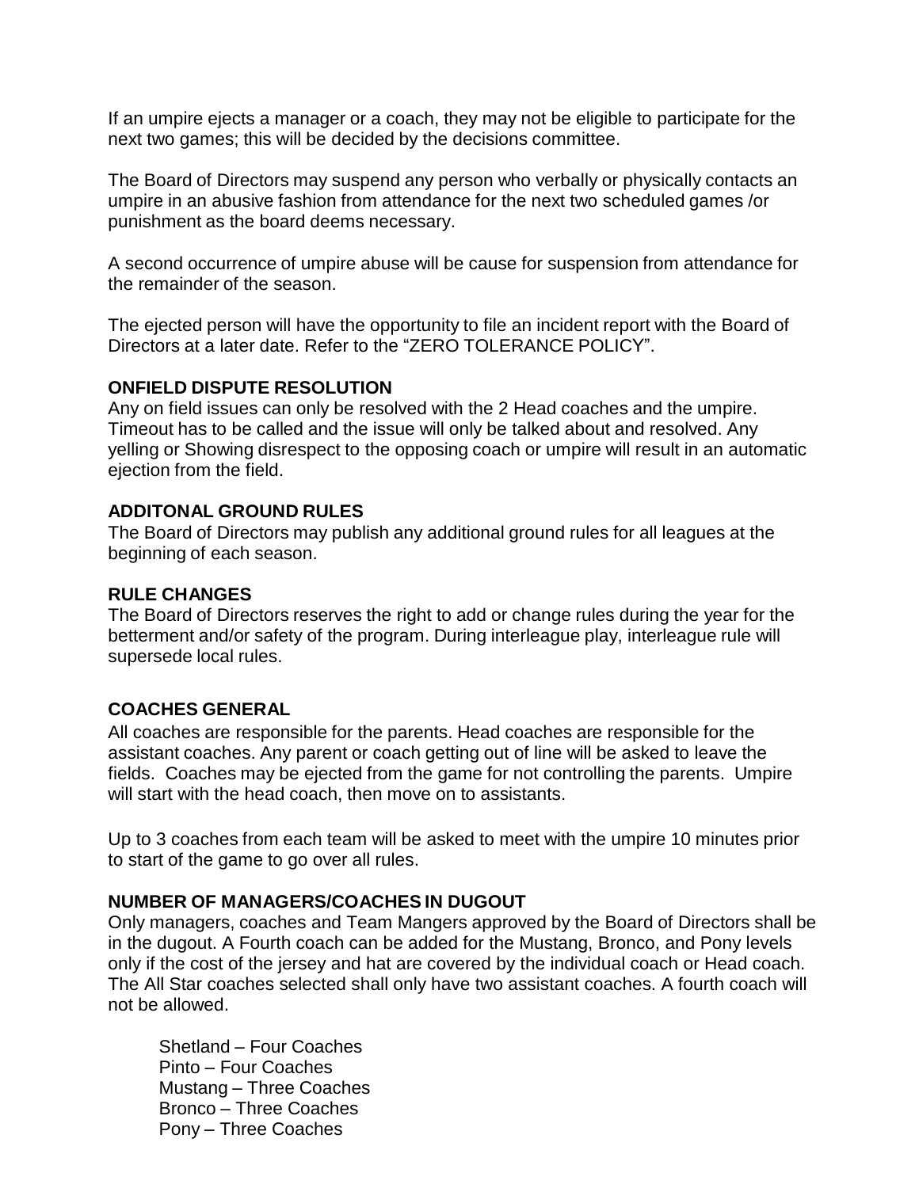If an umpire ejects a manager or a coach, they may not be eligible to participate for the next two games; this will be decided by the decisions committee.

The Board of Directors may suspend any person who verbally or physically contacts an umpire in an abusive fashion from attendance for the next two scheduled games /or punishment as the board deems necessary.

A second occurrence of umpire abuse will be cause for suspension from attendance for the remainder of the season.

The ejected person will have the opportunity to file an incident report with the Board of Directors at a later date. Refer to the "ZERO TOLERANCE POLICY".

**ONFIELD DISPUTE RESOLUTION**

Any on field issues can only be resolved with the 2 Head coaches and the umpire. Timeout has to be called and the issue will only be talked about and resolved. Any yelling or Showing disrespect to the opposing coach or umpire will result in an automatic ejection from the field.

**ADDITONAL GROUND RULES**

The Board of Directors may publish any additional ground rules for all leagues at the beginning of each season.

**RULE CHANGES**

The Board of Directors reserves the right to add or change rules during the year for the betterment and/or safety of the program. During interleague play, interleague rule will supersede local rules.

**COACHES GENERAL**

All coaches are responsible for the parents. Head coaches are responsible for the assistant coaches. Any parent or coach getting out of line will be asked to leave the fields. Coaches may be ejected from the game for not controlling the parents. Umpire will start with the head coach, then move on to assistants.

Up to 3 coaches from each team will be asked to meet with the umpire 10 minutes prior to start of the game to go over all rules.

**NUMBER OF MANAGERS/COACHES IN DUGOUT**

Only managers, coaches and Team Mangers approved by the Board of Directors shall be in the dugout. A Fourth coach can be added for the Mustang, Bronco, and Pony levels only if the cost of the jersey and hat are covered by the individual coach or Head coach. The All Star coaches selected shall only have two assistant coaches. A fourth coach will not be allowed.

Shetland – Four Coaches
Pinto – Four Coaches
Mustang – Three Coaches
Bronco – Three Coaches
Pony – Three Coaches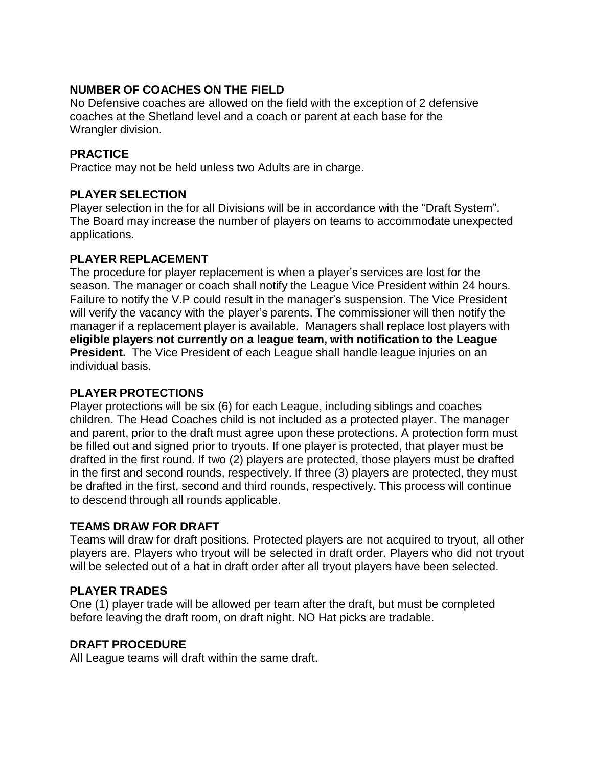### NUMBER OF COACHES ON THE FIELD

No Defensive coaches are allowed on the field with the exception of 2 defensive coaches at the Shetland level and a coach or parent at each base for the Wrangler division.

### PRACTICE

Practice may not be held unless two Adults are in charge.

### PLAYER SELECTION

Player selection in the for all Divisions will be in accordance with the “Draft System”. The Board may increase the number of players on teams to accommodate unexpected applications.

### PLAYER REPLACEMENT

The procedure for player replacement is when a player’s services are lost for the season. The manager or coach shall notify the League Vice President within 24 hours. Failure to notify the V.P could result in the manager’s suspension. The Vice President will verify the vacancy with the player’s parents. The commissioner will then notify the manager if a replacement player is available. Managers shall replace lost players with **eligible players not currently on a league team, with notification to the League President.** The Vice President of each League shall handle league injuries on an individual basis.

### PLAYER PROTECTIONS

Player protections will be six (6) for each League, including siblings and coaches children. The Head Coaches child is not included as a protected player. The manager and parent, prior to the draft must agree upon these protections. A protection form must be filled out and signed prior to tryouts. If one player is protected, that player must be drafted in the first round. If two (2) players are protected, those players must be drafted in the first and second rounds, respectively. If three (3) players are protected, they must be drafted in the first, second and third rounds, respectively. This process will continue to descend through all rounds applicable.

### TEAMS DRAW FOR DRAFT

Teams will draw for draft positions. Protected players are not acquired to tryout, all other players are. Players who tryout will be selected in draft order. Players who did not tryout will be selected out of a hat in draft order after all tryout players have been selected.

### PLAYER TRADES

One (1) player trade will be allowed per team after the draft, but must be completed before leaving the draft room, on draft night. NO Hat picks are tradable.

### DRAFT PROCEDURE

All League teams will draft within the same draft.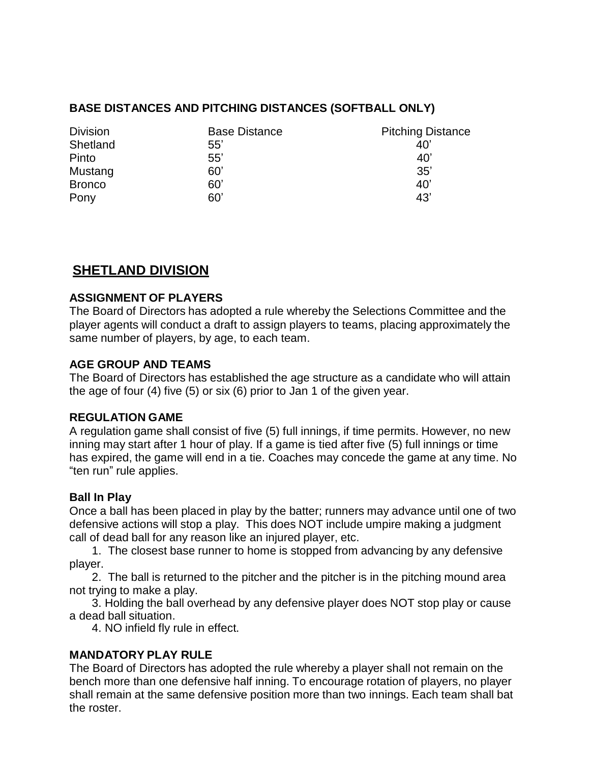**BASE DISTANCES AND PITCHING DISTANCES (SOFTBALL ONLY)**

| Division | Base Distance | Pitching Distance |
| --- | --- | --- |
| Shetland | 55’ | 40’ |
| Pinto | 55’ | 40’ |
| Mustang | 60’ | 35’ |
| Bronco | 60’ | 40’ |
| Pony | 60’ | 43’ |

## SHETLAND DIVISION

**ASSIGNMENT OF PLAYERS**

The Board of Directors has adopted a rule whereby the Selections Committee and the player agents will conduct a draft to assign players to teams, placing approximately the same number of players, by age, to each team.

**AGE GROUP AND TEAMS**

The Board of Directors has established the age structure as a candidate who will attain the age of four (4) five (5) or six (6) prior to Jan 1 of the given year.

**REGULATION GAME**

A regulation game shall consist of five (5) full innings, if time permits. However, no new inning may start after 1 hour of play. If a game is tied after five (5) full innings or time has expired, the game will end in a tie. Coaches may concede the game at any time. No “ten run” rule applies.

**Ball In Play**

Once a ball has been placed in play by the batter; runners may advance until one of two defensive actions will stop a play. This does NOT include umpire making a judgment call of dead ball for any reason like an injured player, etc.

1. The closest base runner to home is stopped from advancing by any defensive player.
2. The ball is returned to the pitcher and the pitcher is in the pitching mound area not trying to make a play.
3. Holding the ball overhead by any defensive player does NOT stop play or cause a dead ball situation.
4. NO infield fly rule in effect.

**MANDATORY PLAY RULE**

The Board of Directors has adopted the rule whereby a player shall not remain on the bench more than one defensive half inning. To encourage rotation of players, no player shall remain at the same defensive position more than two innings. Each team shall bat the roster.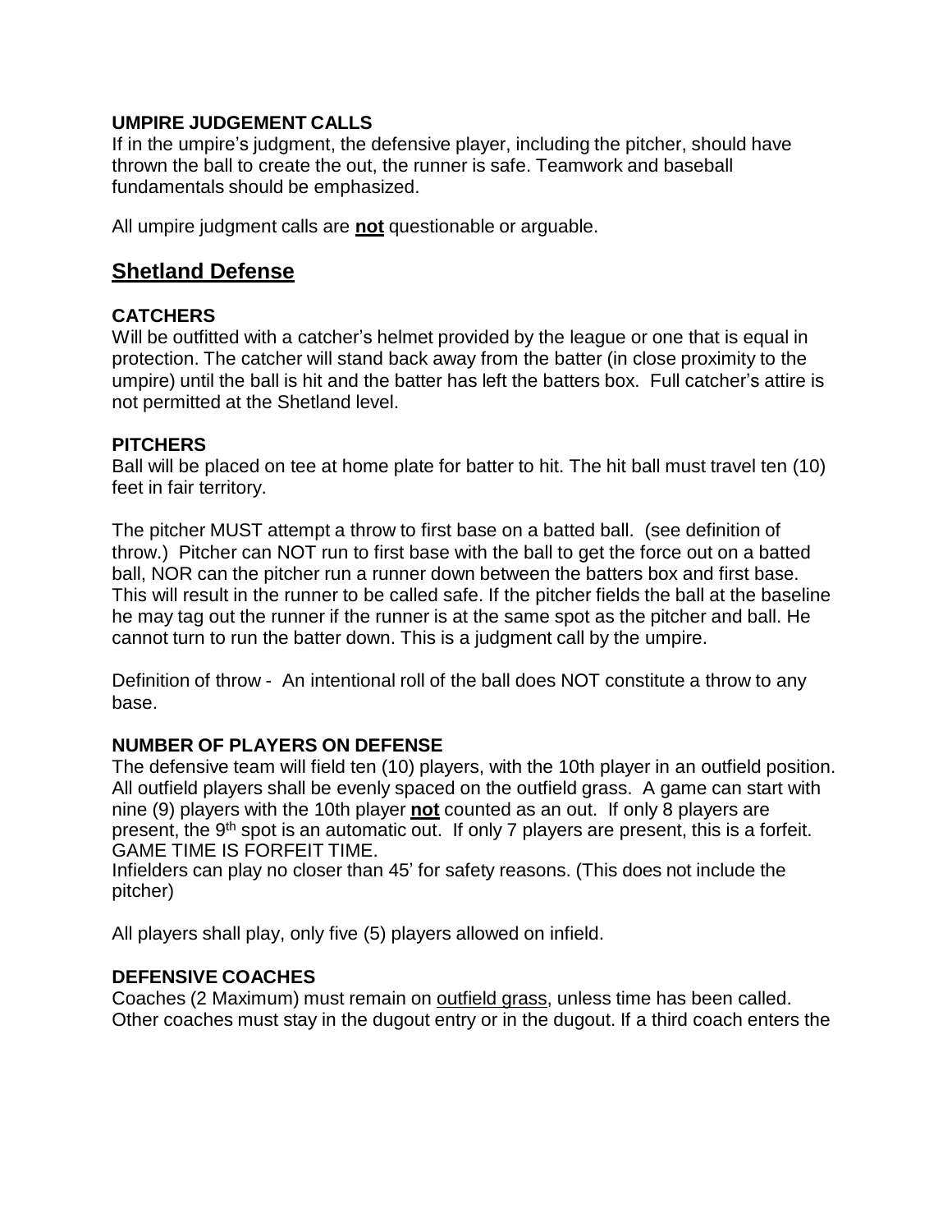### UMPIRE JUDGEMENT CALLS

If in the umpire's judgment, the defensive player, including the pitcher, should have thrown the ball to create the out, the runner is safe. Teamwork and baseball fundamentals should be emphasized.

All umpire judgment calls are **not** questionable or arguable.

## Shetland Defense

### CATCHERS

Will be outfitted with a catcher's helmet provided by the league or one that is equal in protection. The catcher will stand back away from the batter (in close proximity to the umpire) until the ball is hit and the batter has left the batters box. Full catcher's attire is not permitted at the Shetland level.

### PITCHERS

Ball will be placed on tee at home plate for batter to hit. The hit ball must travel ten (10) feet in fair territory.

The pitcher MUST attempt a throw to first base on a batted ball. (see definition of throw.) Pitcher can NOT run to first base with the ball to get the force out on a batted ball, NOR can the pitcher run a runner down between the batters box and first base. This will result in the runner to be called safe. If the pitcher fields the ball at the baseline he may tag out the runner if the runner is at the same spot as the pitcher and ball. He cannot turn to run the batter down. This is a judgment call by the umpire.

Definition of throw - An intentional roll of the ball does NOT constitute a throw to any base.

### NUMBER OF PLAYERS ON DEFENSE

The defensive team will field ten (10) players, with the 10th player in an outfield position. All outfield players shall be evenly spaced on the outfield grass. A game can start with nine (9) players with the 10th player **not** counted as an out. If only 8 players are present, the 9th spot is an automatic out. If only 7 players are present, this is a forfeit. GAME TIME IS FORFEIT TIME.
Infielders can play no closer than 45' for safety reasons. (This does not include the pitcher)

All players shall play, only five (5) players allowed on infield.

### DEFENSIVE COACHES

Coaches (2 Maximum) must remain on <u>outfield grass</u>, unless time has been called. Other coaches must stay in the dugout entry or in the dugout. If a third coach enters the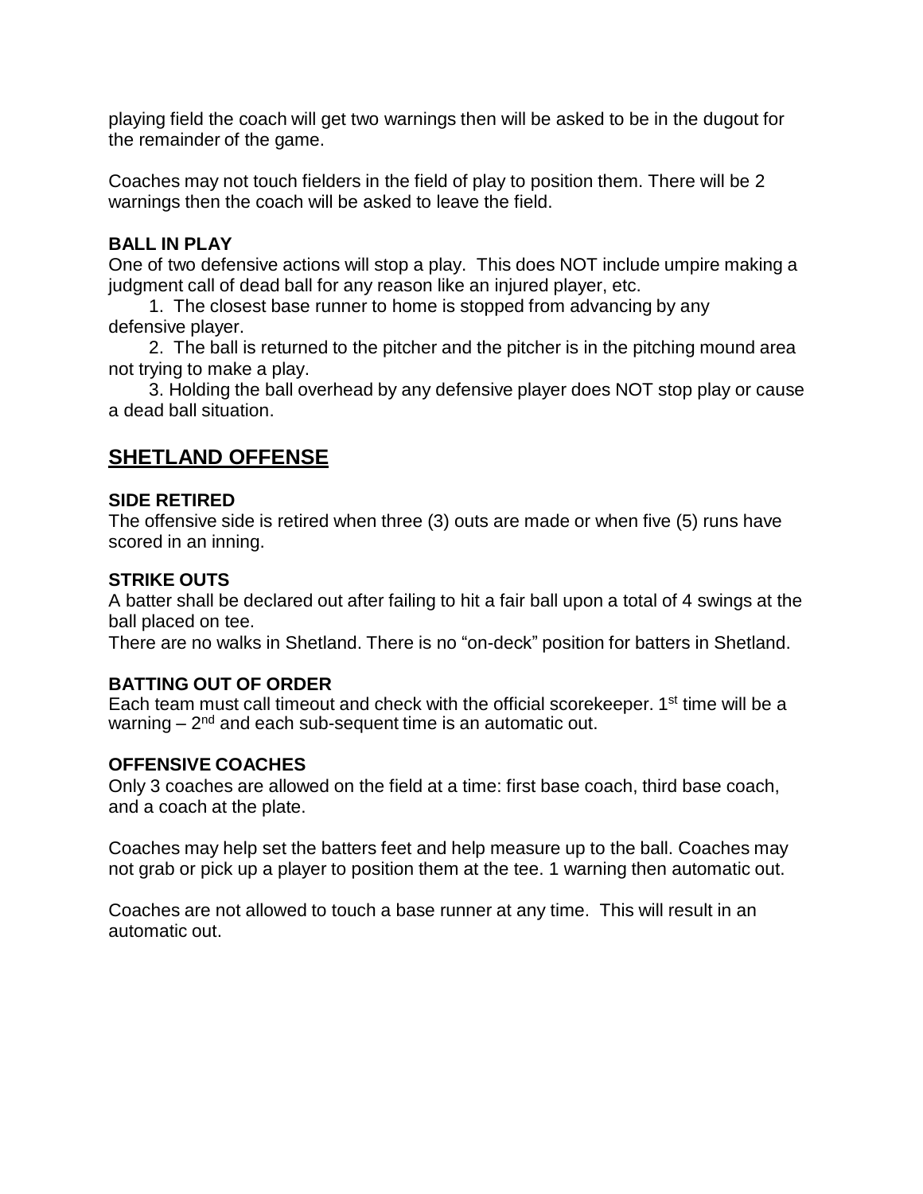playing field the coach will get two warnings then will be asked to be in the dugout for the remainder of the game.

Coaches may not touch fielders in the field of play to position them. There will be 2 warnings then the coach will be asked to leave the field.

**BALL IN PLAY**

One of two defensive actions will stop a play. This does NOT include umpire making a judgment call of dead ball for any reason like an injured player, etc.

1. The closest base runner to home is stopped from advancing by any defensive player.
2. The ball is returned to the pitcher and the pitcher is in the pitching mound area not trying to make a play.
3. Holding the ball overhead by any defensive player does NOT stop play or cause a dead ball situation.

## SHETLAND OFFENSE

**SIDE RETIRED**

The offensive side is retired when three (3) outs are made or when five (5) runs have scored in an inning.

**STRIKE OUTS**

A batter shall be declared out after failing to hit a fair ball upon a total of 4 swings at the ball placed on tee.

There are no walks in Shetland. There is no "on-deck" position for batters in Shetland.

**BATTING OUT OF ORDER**

Each team must call timeout and check with the official scorekeeper. 1st time will be a warning – 2nd and each sub-sequent time is an automatic out.

**OFFENSIVE COACHES**

Only 3 coaches are allowed on the field at a time: first base coach, third base coach, and a coach at the plate.

Coaches may help set the batters feet and help measure up to the ball. Coaches may not grab or pick up a player to position them at the tee. 1 warning then automatic out.

Coaches are not allowed to touch a base runner at any time. This will result in an automatic out.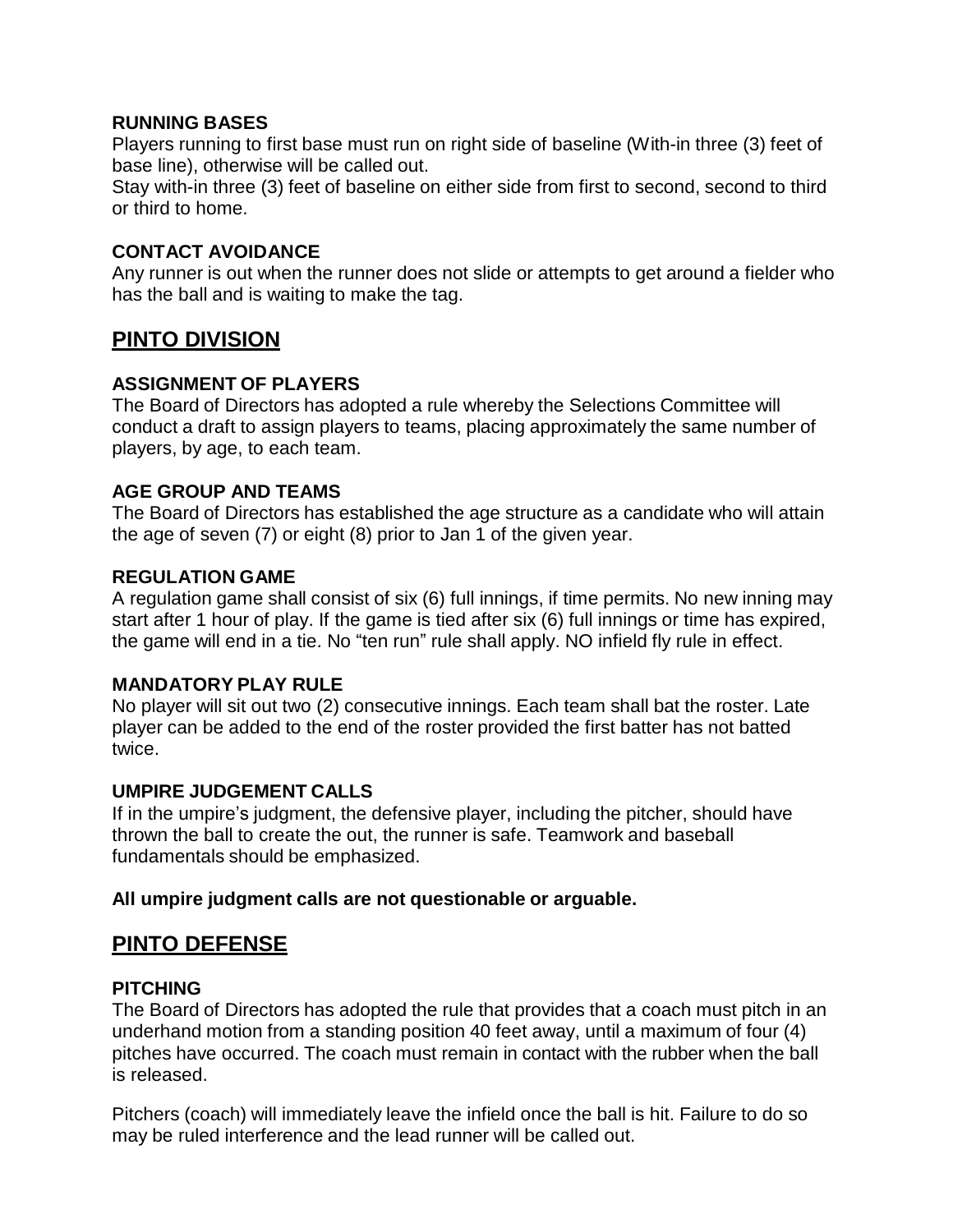### RUNNING BASES

Players running to first base must run on right side of baseline (With-in three (3) feet of base line), otherwise will be called out.

Stay with-in three (3) feet of baseline on either side from first to second, second to third or third to home.

### CONTACT AVOIDANCE

Any runner is out when the runner does not slide or attempts to get around a fielder who has the ball and is waiting to make the tag.

## PINTO DIVISION

### ASSIGNMENT OF PLAYERS

The Board of Directors has adopted a rule whereby the Selections Committee will conduct a draft to assign players to teams, placing approximately the same number of players, by age, to each team.

### AGE GROUP AND TEAMS

The Board of Directors has established the age structure as a candidate who will attain the age of seven (7) or eight (8) prior to Jan 1 of the given year.

### REGULATION GAME

A regulation game shall consist of six (6) full innings, if time permits. No new inning may start after 1 hour of play. If the game is tied after six (6) full innings or time has expired, the game will end in a tie. No "ten run" rule shall apply. NO infield fly rule in effect.

### MANDATORY PLAY RULE

No player will sit out two (2) consecutive innings. Each team shall bat the roster. Late player can be added to the end of the roster provided the first batter has not batted twice.

### UMPIRE JUDGEMENT CALLS

If in the umpire's judgment, the defensive player, including the pitcher, should have thrown the ball to create the out, the runner is safe. Teamwork and baseball fundamentals should be emphasized.

**All umpire judgment calls are not questionable or arguable.**

## PINTO DEFENSE

### PITCHING

The Board of Directors has adopted the rule that provides that a coach must pitch in an underhand motion from a standing position 40 feet away, until a maximum of four (4) pitches have occurred. The coach must remain in contact with the rubber when the ball is released.

Pitchers (coach) will immediately leave the infield once the ball is hit. Failure to do so may be ruled interference and the lead runner will be called out.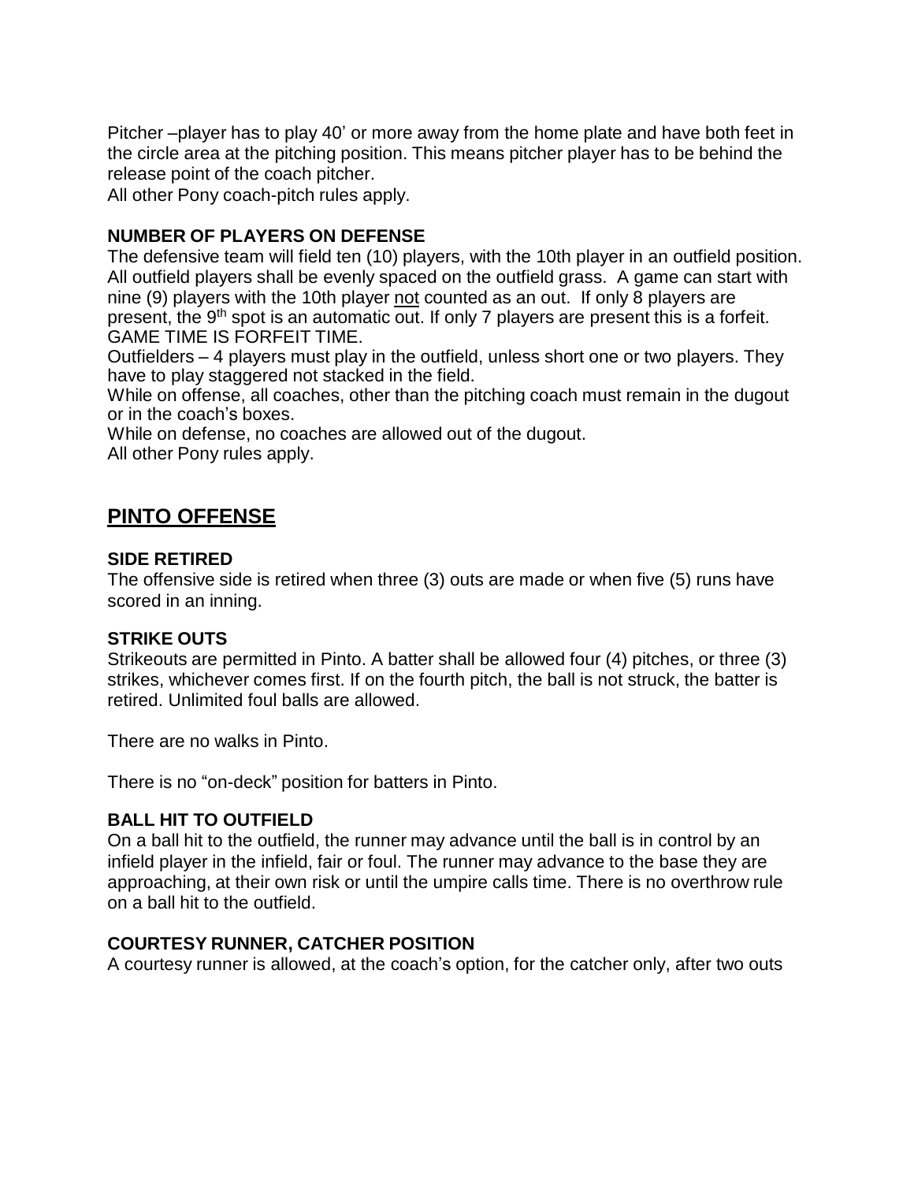Pitcher –player has to play 40' or more away from the home plate and have both feet in the circle area at the pitching position. This means pitcher player has to be behind the release point of the coach pitcher.
All other Pony coach-pitch rules apply.

### NUMBER OF PLAYERS ON DEFENSE

The defensive team will field ten (10) players, with the 10th player in an outfield position. All outfield players shall be evenly spaced on the outfield grass. A game can start with nine (9) players with the 10th player <u>not</u> counted as an out. If only 8 players are present, the 9th spot is an automatic out. If only 7 players are present this is a forfeit. GAME TIME IS FORFEIT TIME.
Outfielders – 4 players must play in the outfield, unless short one or two players. They have to play staggered not stacked in the field.
While on offense, all coaches, other than the pitching coach must remain in the dugout or in the coach's boxes.
While on defense, no coaches are allowed out of the dugout.
All other Pony rules apply.

## PINTO OFFENSE

### SIDE RETIRED

The offensive side is retired when three (3) outs are made or when five (5) runs have scored in an inning.

### STRIKE OUTS

Strikeouts are permitted in Pinto. A batter shall be allowed four (4) pitches, or three (3) strikes, whichever comes first. If on the fourth pitch, the ball is not struck, the batter is retired. Unlimited foul balls are allowed.

There are no walks in Pinto.

There is no "on-deck" position for batters in Pinto.

### BALL HIT TO OUTFIELD

On a ball hit to the outfield, the runner may advance until the ball is in control by an infield player in the infield, fair or foul. The runner may advance to the base they are approaching, at their own risk or until the umpire calls time. There is no overthrow rule on a ball hit to the outfield.

### COURTESY RUNNER, CATCHER POSITION

A courtesy runner is allowed, at the coach's option, for the catcher only, after two outs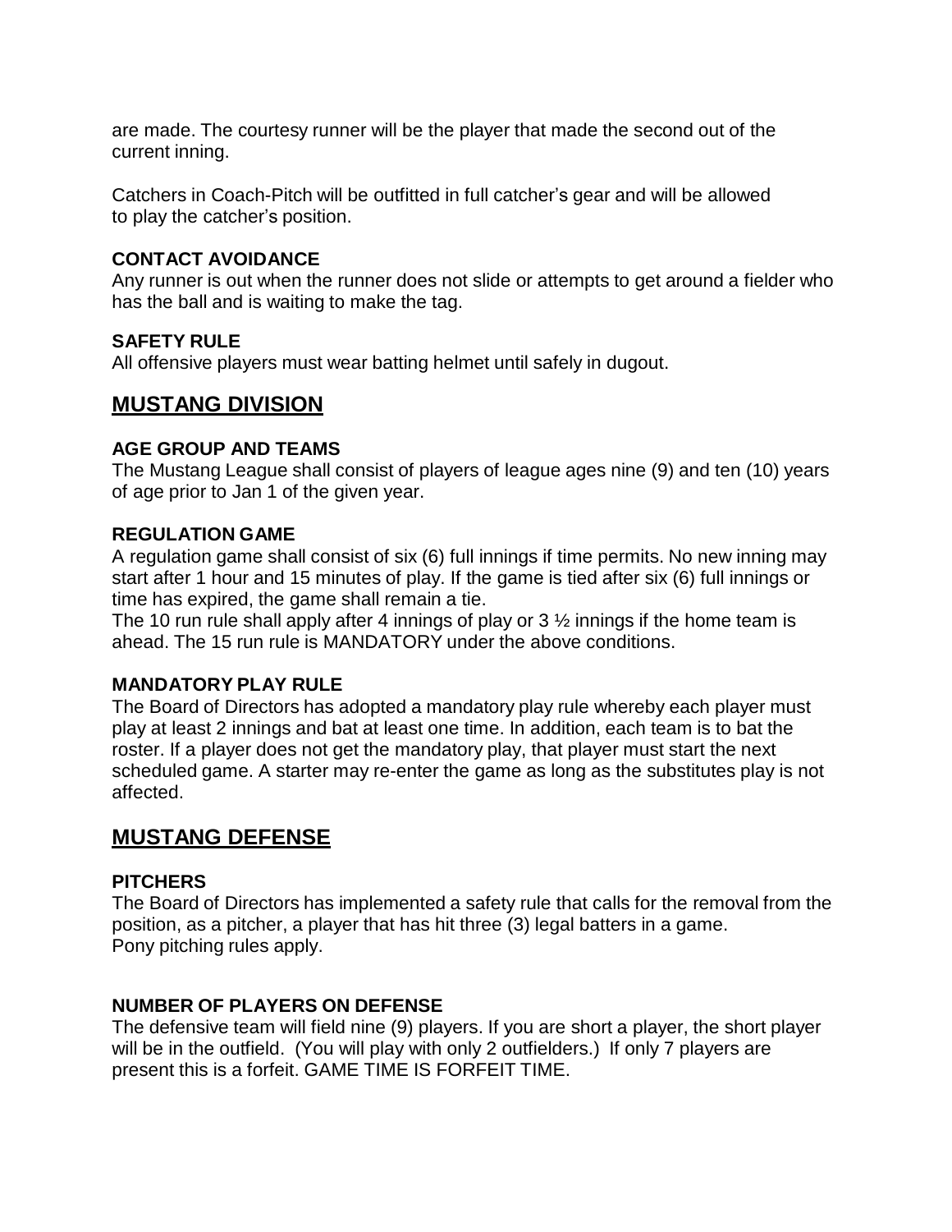are made. The courtesy runner will be the player that made the second out of the current inning.

Catchers in Coach-Pitch will be outfitted in full catcher's gear and will be allowed to play the catcher's position.

### CONTACT AVOIDANCE

Any runner is out when the runner does not slide or attempts to get around a fielder who has the ball and is waiting to make the tag.

### SAFETY RULE

All offensive players must wear batting helmet until safely in dugout.

## MUSTANG DIVISION

### AGE GROUP AND TEAMS

The Mustang League shall consist of players of league ages nine (9) and ten (10) years of age prior to Jan 1 of the given year.

### REGULATION GAME

A regulation game shall consist of six (6) full innings if time permits. No new inning may start after 1 hour and 15 minutes of play. If the game is tied after six (6) full innings or time has expired, the game shall remain a tie.

The 10 run rule shall apply after 4 innings of play or 3 ½ innings if the home team is ahead. The 15 run rule is MANDATORY under the above conditions.

### MANDATORY PLAY RULE

The Board of Directors has adopted a mandatory play rule whereby each player must play at least 2 innings and bat at least one time. In addition, each team is to bat the roster. If a player does not get the mandatory play, that player must start the next scheduled game. A starter may re-enter the game as long as the substitutes play is not affected.

## MUSTANG DEFENSE

### PITCHERS

The Board of Directors has implemented a safety rule that calls for the removal from the position, as a pitcher, a player that has hit three (3) legal batters in a game.
Pony pitching rules apply.

### NUMBER OF PLAYERS ON DEFENSE

The defensive team will field nine (9) players. If you are short a player, the short player will be in the outfield. (You will play with only 2 outfielders.) If only 7 players are present this is a forfeit. GAME TIME IS FORFEIT TIME.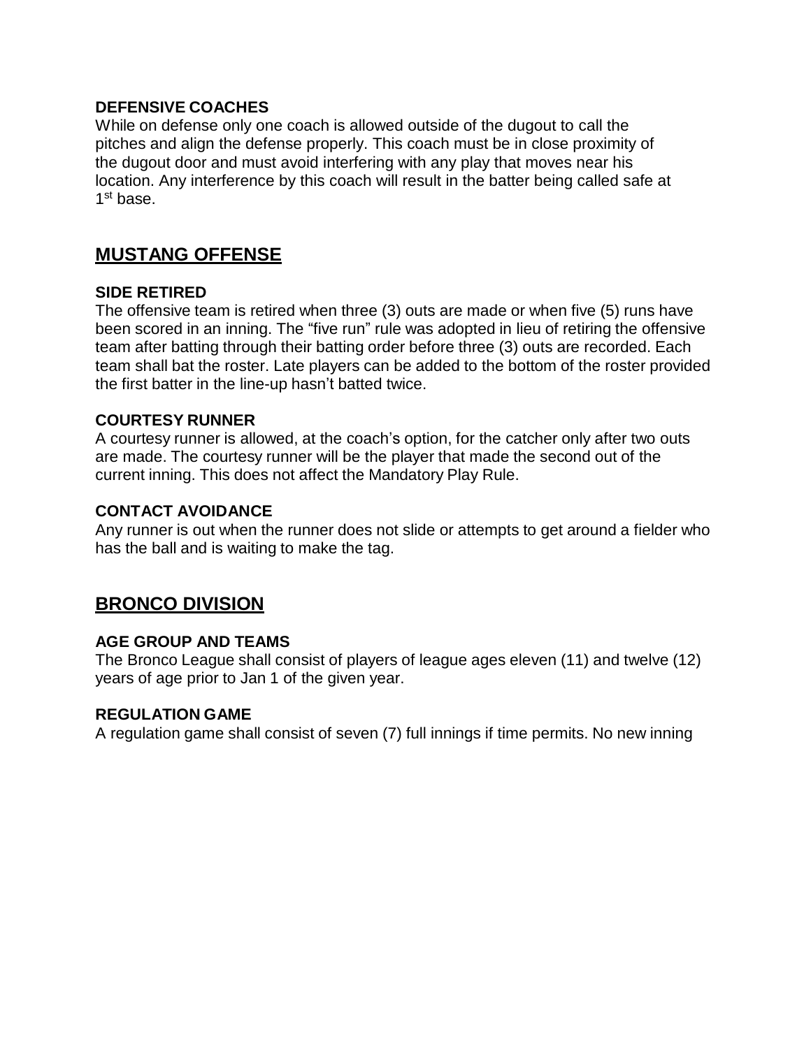**DEFENSIVE COACHES**

While on defense only one coach is allowed outside of the dugout to call the pitches and align the defense properly. This coach must be in close proximity of the dugout door and must avoid interfering with any play that moves near his location. Any interference by this coach will result in the batter being called safe at 1st base.

## MUSTANG OFFENSE

**SIDE RETIRED**

The offensive team is retired when three (3) outs are made or when five (5) runs have been scored in an inning. The "five run" rule was adopted in lieu of retiring the offensive team after batting through their batting order before three (3) outs are recorded. Each team shall bat the roster. Late players can be added to the bottom of the roster provided the first batter in the line-up hasn't batted twice.

**COURTESY RUNNER**

A courtesy runner is allowed, at the coach's option, for the catcher only after two outs are made. The courtesy runner will be the player that made the second out of the current inning. This does not affect the Mandatory Play Rule.

**CONTACT AVOIDANCE**

Any runner is out when the runner does not slide or attempts to get around a fielder who has the ball and is waiting to make the tag.

## BRONCO DIVISION

**AGE GROUP AND TEAMS**

The Bronco League shall consist of players of league ages eleven (11) and twelve (12) years of age prior to Jan 1 of the given year.

**REGULATION GAME**

A regulation game shall consist of seven (7) full innings if time permits. No new inning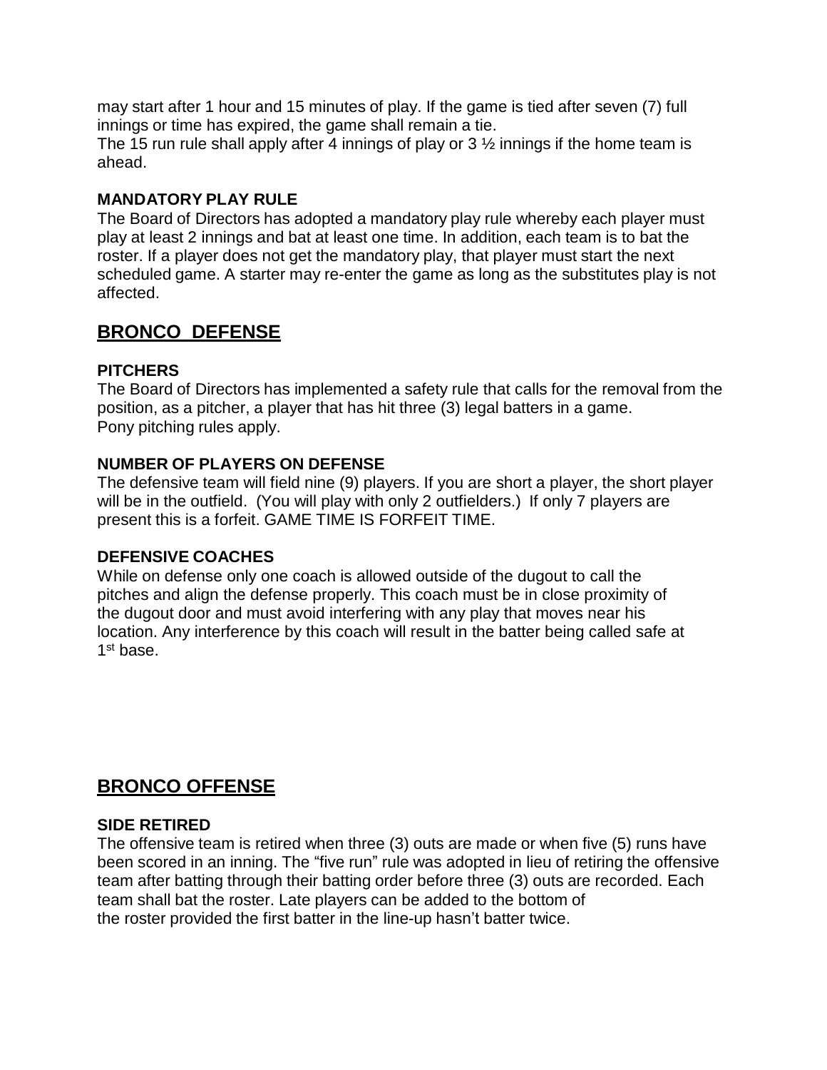may start after 1 hour and 15 minutes of play. If the game is tied after seven (7) full innings or time has expired, the game shall remain a tie.

The 15 run rule shall apply after 4 innings of play or 3 ½ innings if the home team is ahead.

### MANDATORY PLAY RULE

The Board of Directors has adopted a mandatory play rule whereby each player must play at least 2 innings and bat at least one time. In addition, each team is to bat the roster. If a player does not get the mandatory play, that player must start the next scheduled game. A starter may re-enter the game as long as the substitutes play is not affected.

## BRONCO DEFENSE

### PITCHERS

The Board of Directors has implemented a safety rule that calls for the removal from the position, as a pitcher, a player that has hit three (3) legal batters in a game.
Pony pitching rules apply.

### NUMBER OF PLAYERS ON DEFENSE

The defensive team will field nine (9) players. If you are short a player, the short player will be in the outfield. (You will play with only 2 outfielders.) If only 7 players are present this is a forfeit. GAME TIME IS FORFEIT TIME.

### DEFENSIVE COACHES

While on defense only one coach is allowed outside of the dugout to call the pitches and align the defense properly. This coach must be in close proximity of the dugout door and must avoid interfering with any play that moves near his location. Any interference by this coach will result in the batter being called safe at 1st base.

## BRONCO OFFENSE

### SIDE RETIRED

The offensive team is retired when three (3) outs are made or when five (5) runs have been scored in an inning. The "five run" rule was adopted in lieu of retiring the offensive team after batting through their batting order before three (3) outs are recorded. Each team shall bat the roster. Late players can be added to the bottom of the roster provided the first batter in the line-up hasn't batter twice.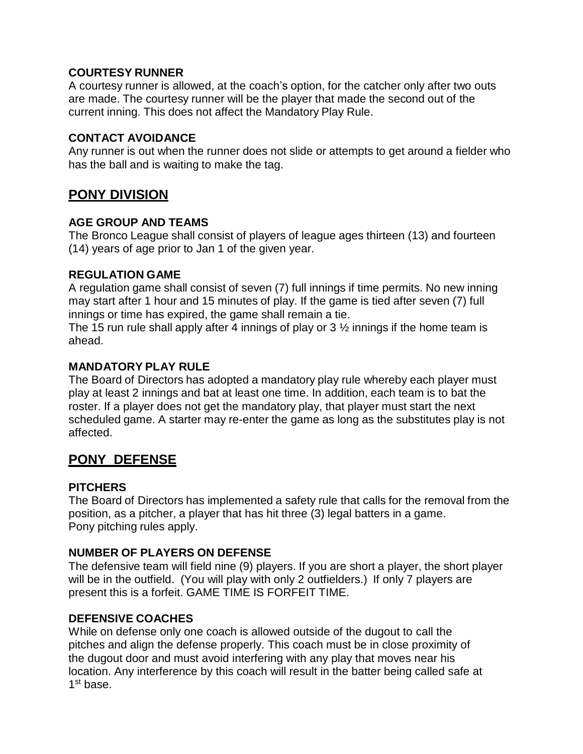#### COURTESY RUNNER

A courtesy runner is allowed, at the coach's option, for the catcher only after two outs are made. The courtesy runner will be the player that made the second out of the current inning. This does not affect the Mandatory Play Rule.

#### CONTACT AVOIDANCE

Any runner is out when the runner does not slide or attempts to get around a fielder who has the ball and is waiting to make the tag.

## PONY DIVISION

#### AGE GROUP AND TEAMS

The Bronco League shall consist of players of league ages thirteen (13) and fourteen (14) years of age prior to Jan 1 of the given year.

#### REGULATION GAME

A regulation game shall consist of seven (7) full innings if time permits. No new inning may start after 1 hour and 15 minutes of play. If the game is tied after seven (7) full innings or time has expired, the game shall remain a tie.
The 15 run rule shall apply after 4 innings of play or 3 ½ innings if the home team is ahead.

#### MANDATORY PLAY RULE

The Board of Directors has adopted a mandatory play rule whereby each player must play at least 2 innings and bat at least one time. In addition, each team is to bat the roster. If a player does not get the mandatory play, that player must start the next scheduled game. A starter may re-enter the game as long as the substitutes play is not affected.

## PONY DEFENSE

#### PITCHERS

The Board of Directors has implemented a safety rule that calls for the removal from the position, as a pitcher, a player that has hit three (3) legal batters in a game.
Pony pitching rules apply.

#### NUMBER OF PLAYERS ON DEFENSE

The defensive team will field nine (9) players. If you are short a player, the short player will be in the outfield. (You will play with only 2 outfielders.) If only 7 players are present this is a forfeit. GAME TIME IS FORFEIT TIME.

#### DEFENSIVE COACHES

While on defense only one coach is allowed outside of the dugout to call the pitches and align the defense properly. This coach must be in close proximity of the dugout door and must avoid interfering with any play that moves near his location. Any interference by this coach will result in the batter being called safe at 1st base.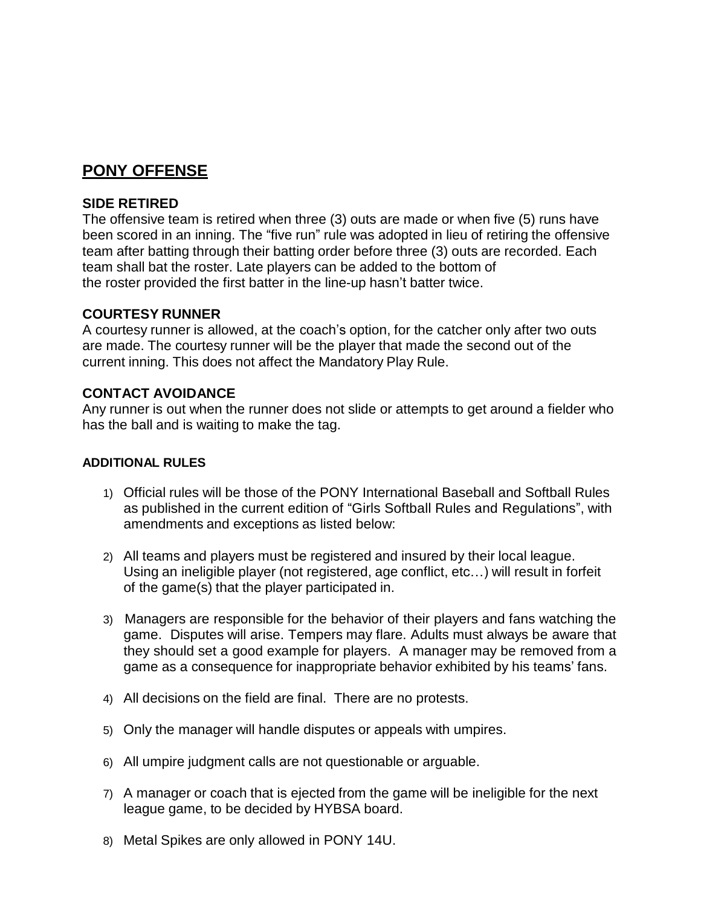## PONY OFFENSE

### SIDE RETIRED

The offensive team is retired when three (3) outs are made or when five (5) runs have been scored in an inning. The "five run" rule was adopted in lieu of retiring the offensive team after batting through their batting order before three (3) outs are recorded. Each team shall bat the roster. Late players can be added to the bottom of the roster provided the first batter in the line-up hasn't batter twice.

### COURTESY RUNNER

A courtesy runner is allowed, at the coach's option, for the catcher only after two outs are made. The courtesy runner will be the player that made the second out of the current inning. This does not affect the Mandatory Play Rule.

### CONTACT AVOIDANCE

Any runner is out when the runner does not slide or attempts to get around a fielder who has the ball and is waiting to make the tag.

#### ADDITIONAL RULES

1) Official rules will be those of the PONY International Baseball and Softball Rules as published in the current edition of "Girls Softball Rules and Regulations", with amendments and exceptions as listed below:

2) All teams and players must be registered and insured by their local league. Using an ineligible player (not registered, age conflict, etc…) will result in forfeit of the game(s) that the player participated in.

3) Managers are responsible for the behavior of their players and fans watching the game. Disputes will arise. Tempers may flare. Adults must always be aware that they should set a good example for players. A manager may be removed from a game as a consequence for inappropriate behavior exhibited by his teams' fans.

4) All decisions on the field are final. There are no protests.

5) Only the manager will handle disputes or appeals with umpires.

6) All umpire judgment calls are not questionable or arguable.

7) A manager or coach that is ejected from the game will be ineligible for the next league game, to be decided by HYBSA board.

8) Metal Spikes are only allowed in PONY 14U.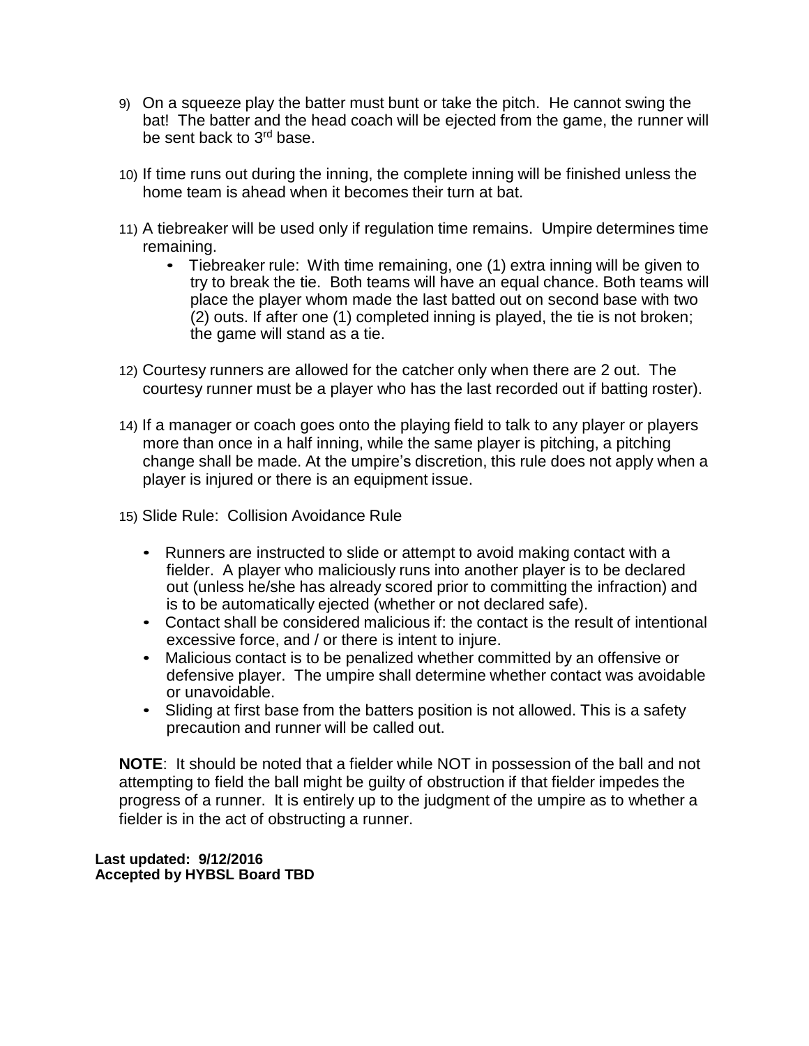9) On a squeeze play the batter must bunt or take the pitch. He cannot swing the bat! The batter and the head coach will be ejected from the game, the runner will be sent back to 3rd base.

10) If time runs out during the inning, the complete inning will be finished unless the home team is ahead when it becomes their turn at bat.

11) A tiebreaker will be used only if regulation time remains. Umpire determines time remaining.
    - Tiebreaker rule: With time remaining, one (1) extra inning will be given to try to break the tie. Both teams will have an equal chance. Both teams will place the player whom made the last batted out on second base with two (2) outs. If after one (1) completed inning is played, the tie is not broken; the game will stand as a tie.

12) Courtesy runners are allowed for the catcher only when there are 2 out. The courtesy runner must be a player who has the last recorded out if batting roster).

14) If a manager or coach goes onto the playing field to talk to any player or players more than once in a half inning, while the same player is pitching, a pitching change shall be made. At the umpire's discretion, this rule does not apply when a player is injured or there is an equipment issue.

15) Slide Rule: Collision Avoidance Rule

    - Runners are instructed to slide or attempt to avoid making contact with a fielder. A player who maliciously runs into another player is to be declared out (unless he/she has already scored prior to committing the infraction) and is to be automatically ejected (whether or not declared safe).
    - Contact shall be considered malicious if: the contact is the result of intentional excessive force, and / or there is intent to injure.
    - Malicious contact is to be penalized whether committed by an offensive or defensive player. The umpire shall determine whether contact was avoidable or unavoidable.
    - Sliding at first base from the batters position is not allowed. This is a safety precaution and runner will be called out.

**NOTE**: It should be noted that a fielder while NOT in possession of the ball and not attempting to field the ball might be guilty of obstruction if that fielder impedes the progress of a runner. It is entirely up to the judgment of the umpire as to whether a fielder is in the act of obstructing a runner.

**Last updated: 9/12/2016**
**Accepted by HYBSL Board TBD**